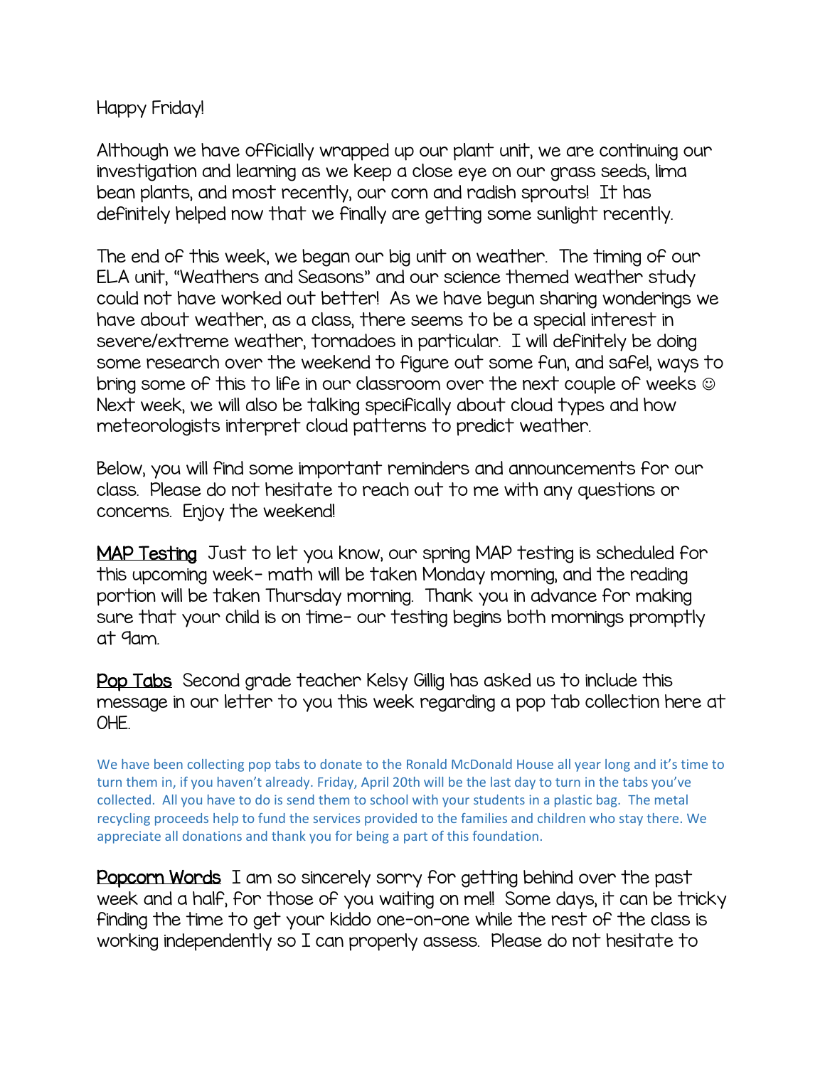Happy Friday!

Although we have officially wrapped up our plant unit, we are continuing our investigation and learning as we keep a close eye on our grass seeds, lima bean plants, and most recently, our corn and radish sprouts! It has definitely helped now that we finally are getting some sunlight recently.

The end of this week, we began our big unit on weather. The timing of our ELA unit, "Weathers and Seasons" and our science themed weather study could not have worked out better! As we have begun sharing wonderings we have about weather, as a class, there seems to be a special interest in severe/extreme weather, tornadoes in particular. I will definitely be doing some research over the weekend to figure out some fun, and safe!, ways to bring some of this to life in our classroom over the next couple of weeks ☺ Next week, we will also be talking specifically about cloud types and how meteorologists interpret cloud patterns to predict weather.

Below, you will find some important reminders and announcements for our class. Please do not hesitate to reach out to me with any questions or concerns. Enjoy the weekend!

<u>MAP Testing</u> Just to let you know, our spring MAP testing is scheduled for this upcoming week- math will be taken Monday morning, and the reading portion will be taken Thursday morning. Thank you in advance for making sure that your child is on time- our testing begins both mornings promptly at 9am.

<u>Pop Tabs</u> Second grade teacher Kelsy Gillig has asked us to include this message in our letter to you this week regarding a pop tab collection here at OHE.

We have been collecting pop tabs to donate to the Ronald McDonald House all year long and it's time to turn them in, if you haven't already. Friday, April 20th will be the last day to turn in the tabs you've collected. All you have to do is send them to school with your students in a plastic bag. The metal recycling proceeds help to fund the services provided to the families and children who stay there. We appreciate all donations and thank you for being a part of this foundation.

<u>Popcorn Words</u> I am so sincerely sorry for getting behind over the past week and a half, for those of you waiting on me!! Some days, it can be tricky finding the time to get your kiddo one-on-one while the rest of the class is working independently so I can properly assess. Please do not hesitate to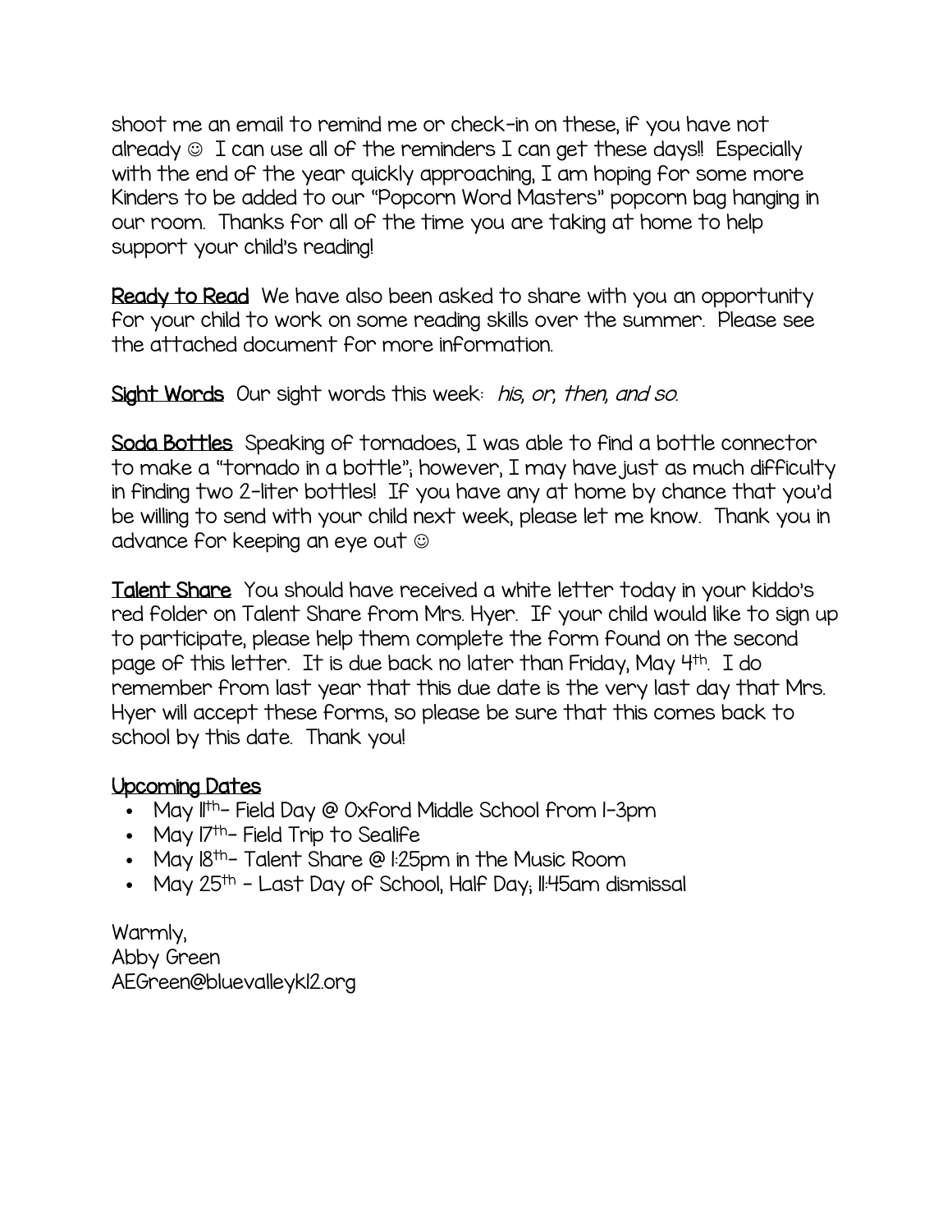shoot me an email to remind me or check-in on these, if you have not already ☺ I can use all of the reminders I can get these days!! Especially with the end of the year quickly approaching, I am hoping for some more Kinders to be added to our "Popcorn Word Masters" popcorn bag hanging in our room. Thanks for all of the time you are taking at home to help support your child's reading!

**Ready to Read** We have also been asked to share with you an opportunity for your child to work on some reading skills over the summer. Please see the attached document for more information.

**Sight Words** Our sight words this week: *his, or, then, and so.*

**Soda Bottles** Speaking of tornadoes, I was able to find a bottle connector to make a "tornado in a bottle"; however, I may have just as much difficulty in finding two 2-liter bottles! If you have any at home by chance that you'd be willing to send with your child next week, please let me know. Thank you in advance for keeping an eye out ☺

**Talent Share** You should have received a white letter today in your kiddo's red folder on Talent Share from Mrs. Hyer. If your child would like to sign up to participate, please help them complete the form found on the second page of this letter. It is due back no later than Friday, May 4th. I do remember from last year that this due date is the very last day that Mrs. Hyer will accept these forms, so please be sure that this comes back to school by this date. Thank you!

**Upcoming Dates**

- May 11th- Field Day @ Oxford Middle School from 1-3pm
- May 17th- Field Trip to Sealife
- May 18th- Talent Share @ 1:25pm in the Music Room
- May 25th - Last Day of School, Half Day; 11:45am dismissal

Warmly,
Abby Green
AEGreen@bluevalleyk12.org